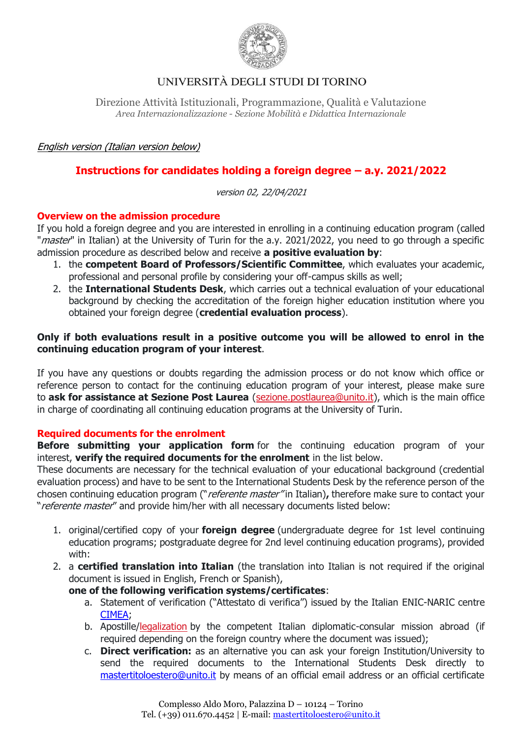UNIVERSITÀ DEGLI STUDI DI TORINO

Direzione Attività Istituzionali, Programmazione, Qualità e Valutazione
*Area Internazionalizzazione - Sezione Mobilità e Didattica Internazionale*

*English version (Italian version below)*

# Instructions for candidates holding a foreign degree – a.y. 2021/2022

*version 02, 22/04/2021*

## Overview on the admission procedure

If you hold a foreign degree and you are interested in enrolling in a continuing education program (called "*master*" in Italian) at the University of Turin for the a.y. 2021/2022, you need to go through a specific admission procedure as described below and receive **a positive evaluation by**:

1. the **competent Board of Professors/Scientific Committee**, which evaluates your academic, professional and personal profile by considering your off-campus skills as well;
2. the **International Students Desk**, which carries out a technical evaluation of your educational background by checking the accreditation of the foreign higher education institution where you obtained your foreign degree (**credential evaluation process**).

**Only if both evaluations result in a positive outcome you will be allowed to enrol in the continuing education program of your interest**.

If you have any questions or doubts regarding the admission process or do not know which office or reference person to contact for the continuing education program of your interest, please make sure to **ask for assistance at Sezione Post Laurea** (sezione.postlaurea@unito.it), which is the main office in charge of coordinating all continuing education programs at the University of Turin.

## Required documents for the enrolment

**Before submitting your application form** for the continuing education program of your interest, **verify the required documents for the enrolment** in the list below.
These documents are necessary for the technical evaluation of your educational background (credential evaluation process) and have to be sent to the International Students Desk by the reference person of the chosen continuing education program ("*referente master"* in Italian)**,** therefore make sure to contact your "*referente master*" and provide him/her with all necessary documents listed below:

1. original/certified copy of your **foreign degree** (undergraduate degree for 1st level continuing education programs; postgraduate degree for 2nd level continuing education programs), provided with:
2. a **certified translation into Italian** (the translation into Italian is not required if the original document is issued in English, French or Spanish),
   **one of the following verification systems/certificates**:
   a. Statement of verification ("Attestato di verifica") issued by the Italian ENIC-NARIC centre CIMEA;
   b. Apostille/legalization by the competent Italian diplomatic-consular mission abroad (if required depending on the foreign country where the document was issued);
   c. **Direct verification:** as an alternative you can ask your foreign Institution/University to send the required documents to the International Students Desk directly to mastertitoloestero@unito.it by means of an official email address or an official certificate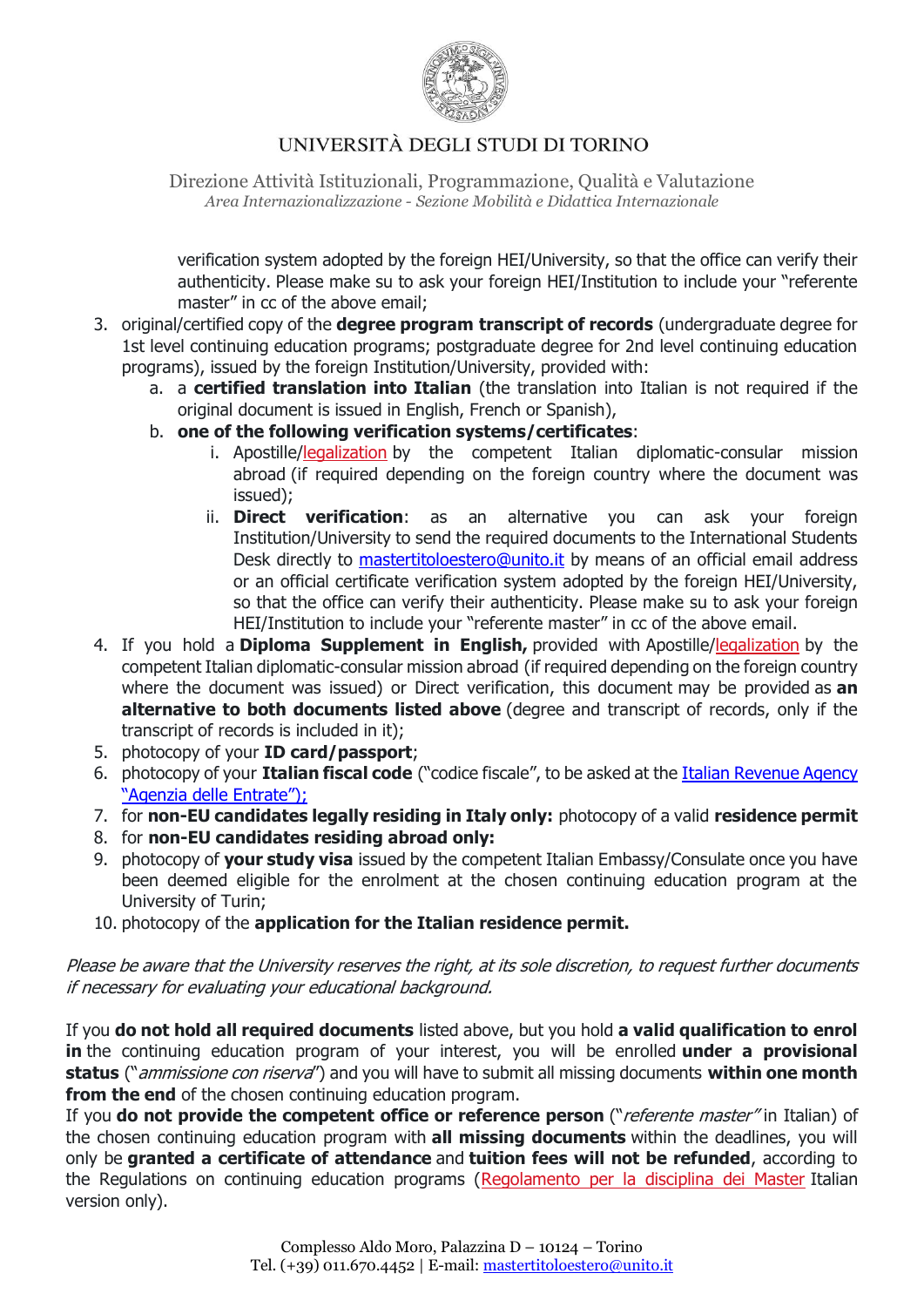verification system adopted by the foreign HEI/University, so that the office can verify their authenticity. Please make su to ask your foreign HEI/Institution to include your "referente master" in cc of the above email;

3. original/certified copy of the **degree program transcript of records** (undergraduate degree for 1st level continuing education programs; postgraduate degree for 2nd level continuing education programs), issued by the foreign Institution/University, provided with:
   a. a **certified translation into Italian** (the translation into Italian is not required if the original document is issued in English, French or Spanish),
   b. **one of the following verification systems/certificates**:
      i. Apostille/legalization by the competent Italian diplomatic-consular mission abroad (if required depending on the foreign country where the document was issued);
      ii. **Direct verification**: as an alternative you can ask your foreign Institution/University to send the required documents to the International Students Desk directly to mastertitoloestero@unito.it by means of an official email address or an official certificate verification system adopted by the foreign HEI/University, so that the office can verify their authenticity. Please make su to ask your foreign HEI/Institution to include your "referente master" in cc of the above email.
4. If you hold a **Diploma Supplement in English,** provided with Apostille/legalization by the competent Italian diplomatic-consular mission abroad (if required depending on the foreign country where the document was issued) or Direct verification, this document may be provided as **an alternative to both documents listed above** (degree and transcript of records, only if the transcript of records is included in it);
5. photocopy of your **ID card/passport**;
6. photocopy of your **Italian fiscal code** ("codice fiscale", to be asked at the Italian Revenue Agency "Agenzia delle Entrate");
7. for **non-EU candidates legally residing in Italy only:** photocopy of a valid **residence permit**
8. for **non-EU candidates residing abroad only:**
9. photocopy of **your study visa** issued by the competent Italian Embassy/Consulate once you have been deemed eligible for the enrolment at the chosen continuing education program at the University of Turin;
10. photocopy of the **application for the Italian residence permit.**

*Please be aware that the University reserves the right, at its sole discretion, to request further documents if necessary for evaluating your educational background.*

If you **do not hold all required documents** listed above, but you hold **a valid qualification to enrol in** the continuing education program of your interest, you will be enrolled **under a provisional status** ("*ammissione con riserva*") and you will have to submit all missing documents **within one month from the end** of the chosen continuing education program.
If you **do not provide the competent office or reference person** ("*referente master*" in Italian) of the chosen continuing education program with **all missing documents** within the deadlines, you will only be **granted a certificate of attendance** and **tuition fees will not be refunded**, according to the Regulations on continuing education programs (Regolamento per la disciplina dei Master Italian version only).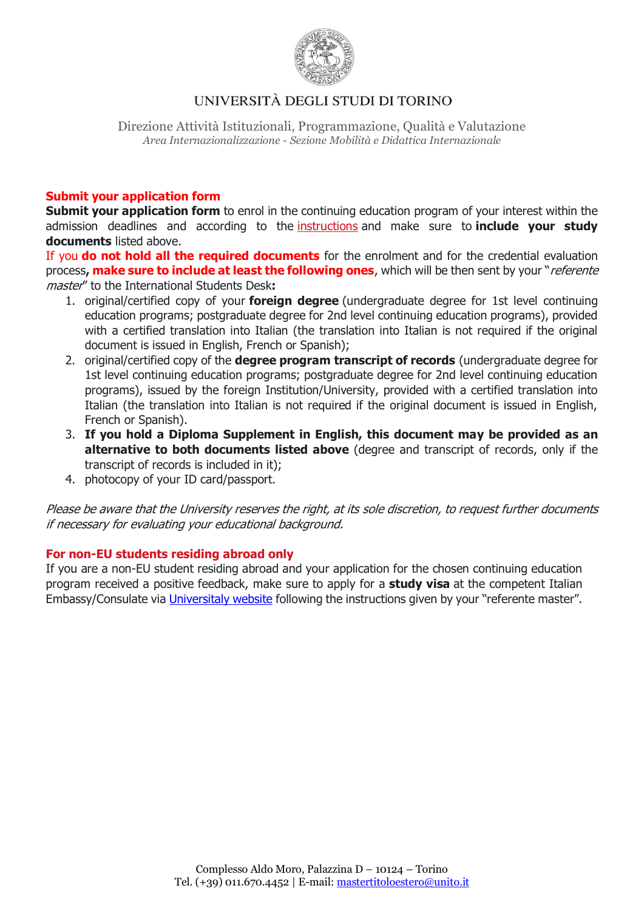**Submit your application form**

**Submit your application form** to enrol in the continuing education program of your interest within the admission deadlines and according to the instructions and make sure to **include your study documents** listed above.

If you **do not hold all the required documents** for the enrolment and for the credential evaluation process**, make sure to include at least the following ones**, which will be then sent by your "*referente master*" to the International Students Desk**:**

1. original/certified copy of your **foreign degree** (undergraduate degree for 1st level continuing education programs; postgraduate degree for 2nd level continuing education programs), provided with a certified translation into Italian (the translation into Italian is not required if the original document is issued in English, French or Spanish);
2. original/certified copy of the **degree program transcript of records** (undergraduate degree for 1st level continuing education programs; postgraduate degree for 2nd level continuing education programs), issued by the foreign Institution/University, provided with a certified translation into Italian (the translation into Italian is not required if the original document is issued in English, French or Spanish).
3. **If you hold a Diploma Supplement in English, this document may be provided as an alternative to both documents listed above** (degree and transcript of records, only if the transcript of records is included in it);
4. photocopy of your ID card/passport.

*Please be aware that the University reserves the right, at its sole discretion, to request further documents if necessary for evaluating your educational background.*

**For non-EU students residing abroad only**

If you are a non-EU student residing abroad and your application for the chosen continuing education program received a positive feedback, make sure to apply for a **study visa** at the competent Italian Embassy/Consulate via Universitaly website following the instructions given by your "referente master".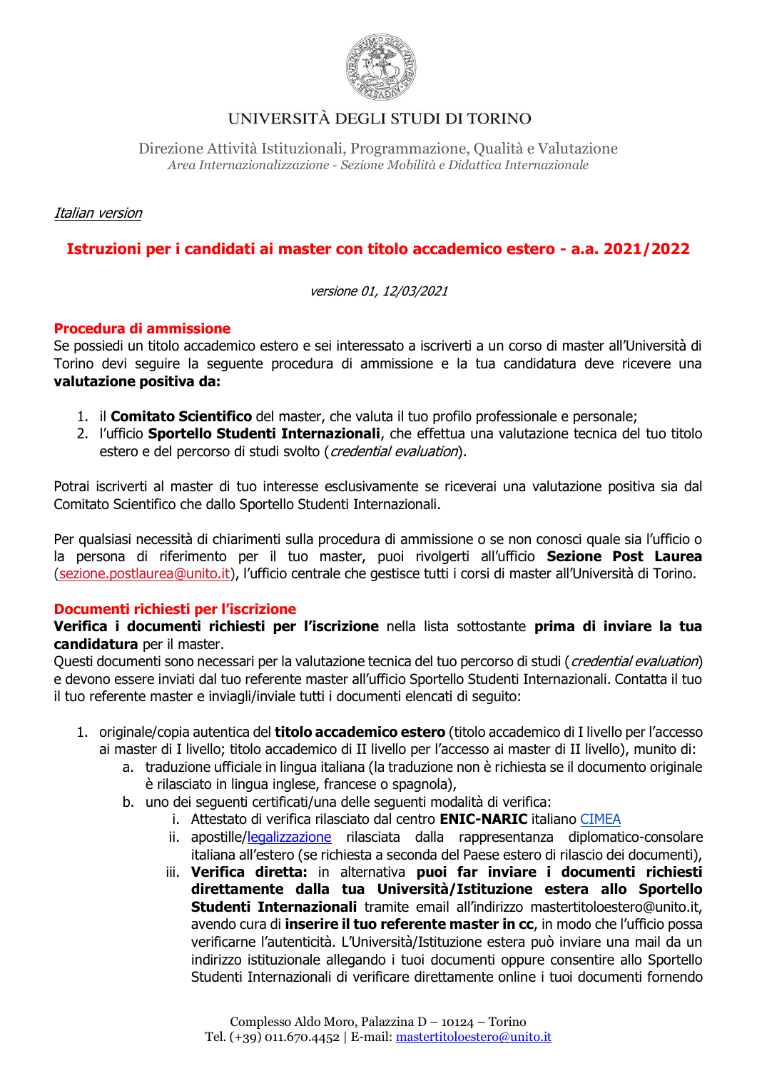UNIVERSITÀ DEGLI STUDI DI TORINO

Direzione Attività Istituzionali, Programmazione, Qualità e Valutazione
*Area Internazionalizzazione - Sezione Mobilità e Didattica Internazionale*

*Italian version*

# Istruzioni per i candidati ai master con titolo accademico estero - a.a. 2021/2022

*versione 01, 12/03/2021*

## Procedura di ammissione

Se possiedi un titolo accademico estero e sei interessato a iscriverti a un corso di master all'Università di Torino devi seguire la seguente procedura di ammissione e la tua candidatura deve ricevere una **valutazione positiva da:**

1. il **Comitato Scientifico** del master, che valuta il tuo profilo professionale e personale;
2. l'ufficio **Sportello Studenti Internazionali**, che effettua una valutazione tecnica del tuo titolo estero e del percorso di studi svolto (*credential evaluation*).

Potrai iscriverti al master di tuo interesse esclusivamente se riceverai una valutazione positiva sia dal Comitato Scientifico che dallo Sportello Studenti Internazionali.

Per qualsiasi necessità di chiarimenti sulla procedura di ammissione o se non conosci quale sia l'ufficio o la persona di riferimento per il tuo master, puoi rivolgerti all'ufficio **Sezione Post Laurea** (sezione.postlaurea@unito.it), l'ufficio centrale che gestisce tutti i corsi di master all'Università di Torino.

## Documenti richiesti per l'iscrizione

**Verifica i documenti richiesti per l'iscrizione** nella lista sottostante **prima di inviare la tua candidatura** per il master.
Questi documenti sono necessari per la valutazione tecnica del tuo percorso di studi (*credential evaluation*) e devono essere inviati dal tuo referente master all'ufficio Sportello Studenti Internazionali. Contatta il tuo il tuo referente master e inviagli/inviale tutti i documenti elencati di seguito:

1. originale/copia autentica del **titolo accademico estero** (titolo accademico di I livello per l'accesso ai master di I livello; titolo accademico di II livello per l'accesso ai master di II livello), munito di:
   a. traduzione ufficiale in lingua italiana (la traduzione non è richiesta se il documento originale è rilasciato in lingua inglese, francese o spagnola),
   b. uno dei seguenti certificati/una delle seguenti modalità di verifica:
      i. Attestato di verifica rilasciato dal centro **ENIC-NARIC** italiano CIMEA
      ii. apostille/legalizzazione rilasciata dalla rappresentanza diplomatico-consolare italiana all'estero (se richiesta a seconda del Paese estero di rilascio dei documenti),
      iii. **Verifica diretta:** in alternativa **puoi far inviare i documenti richiesti direttamente dalla tua Università/Istituzione estera allo Sportello Studenti Internazionali** tramite email all'indirizzo mastertitoloestero@unito.it, avendo cura di **inserire il tuo referente master in cc**, in modo che l'ufficio possa verificarne l'autenticità. L'Università/Istituzione estera può inviare una mail da un indirizzo istituzionale allegando i tuoi documenti oppure consentire allo Sportello Studenti Internazionali di verificare direttamente online i tuoi documenti fornendo

Complesso Aldo Moro, Palazzina D – 10124 – Torino
Tel. (+39) 011.670.4452 | E-mail: mastertitoloestero@unito.it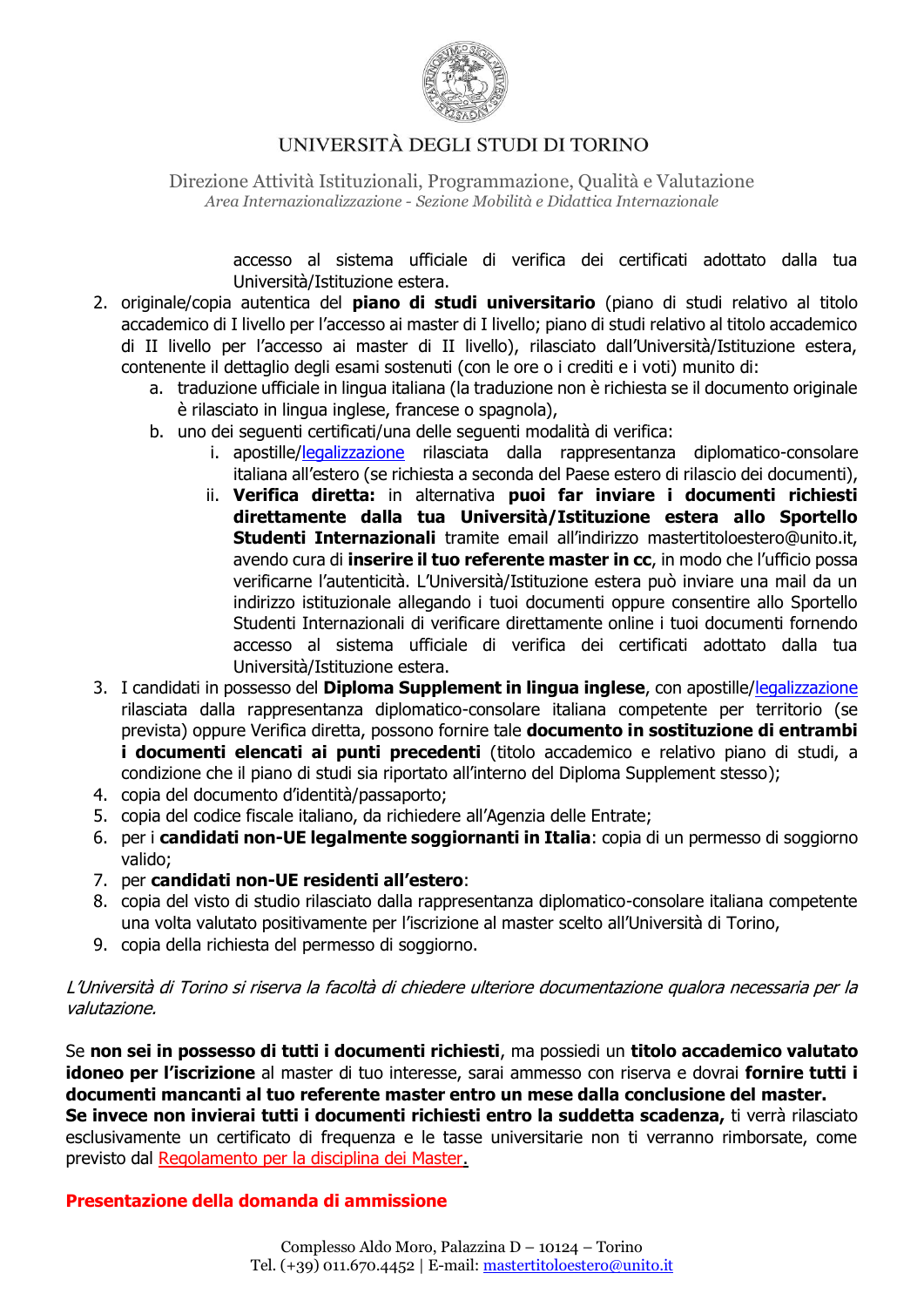accesso al sistema ufficiale di verifica dei certificati adottato dalla tua Università/Istituzione estera.

2. originale/copia autentica del **piano di studi universitario** (piano di studi relativo al titolo accademico di I livello per l'accesso ai master di I livello; piano di studi relativo al titolo accademico di II livello per l'accesso ai master di II livello), rilasciato dall'Università/Istituzione estera, contenente il dettaglio degli esami sostenuti (con le ore o i crediti e i voti) munito di:
   a. traduzione ufficiale in lingua italiana (la traduzione non è richiesta se il documento originale è rilasciato in lingua inglese, francese o spagnola),
   b. uno dei seguenti certificati/una delle seguenti modalità di verifica:
      i. apostille/[legalizzazione](#) rilasciata dalla rappresentanza diplomatico-consolare italiana all'estero (se richiesta a seconda del Paese estero di rilascio dei documenti),
      ii. **Verifica diretta:** in alternativa **puoi far inviare i documenti richiesti direttamente dalla tua Università/Istituzione estera allo Sportello Studenti Internazionali** tramite email all'indirizzo mastertitoloestero@unito.it, avendo cura di **inserire il tuo referente master in cc**, in modo che l'ufficio possa verificarne l'autenticità. L'Università/Istituzione estera può inviare una mail da un indirizzo istituzionale allegando i tuoi documenti oppure consentire allo Sportello Studenti Internazionali di verificare direttamente online i tuoi documenti fornendo accesso al sistema ufficiale di verifica dei certificati adottato dalla tua Università/Istituzione estera.
3. I candidati in possesso del **Diploma Supplement in lingua inglese**, con apostille/[legalizzazione](#) rilasciata dalla rappresentanza diplomatico-consolare italiana competente per territorio (se prevista) oppure Verifica diretta, possono fornire tale **documento in sostituzione di entrambi i documenti elencati ai punti precedenti** (titolo accademico e relativo piano di studi, a condizione che il piano di studi sia riportato all'interno del Diploma Supplement stesso);
4. copia del documento d'identità/passaporto;
5. copia del codice fiscale italiano, da richiedere all'Agenzia delle Entrate;
6. per i **candidati non-UE legalmente soggiornanti in Italia**: copia di un permesso di soggiorno valido;
7. per **candidati non-UE residenti all'estero**:
8. copia del visto di studio rilasciato dalla rappresentanza diplomatico-consolare italiana competente una volta valutato positivamente per l'iscrizione al master scelto all'Università di Torino,
9. copia della richiesta del permesso di soggiorno.

*L'Università di Torino si riserva la facoltà di chiedere ulteriore documentazione qualora necessaria per la valutazione.*

Se **non sei in possesso di tutti i documenti richiesti**, ma possiedi un **titolo accademico valutato idoneo per l'iscrizione** al master di tuo interesse, sarai ammesso con riserva e dovrai **fornire tutti i documenti mancanti al tuo referente master entro un mese dalla conclusione del master.**
**Se invece non invierai tutti i documenti richiesti entro la suddetta scadenza,** ti verrà rilasciato esclusivamente un certificato di frequenza e le tasse universitarie non ti verranno rimborsate, come previsto dal [Regolamento per la disciplina dei Master](#).

## Presentazione della domanda di ammissione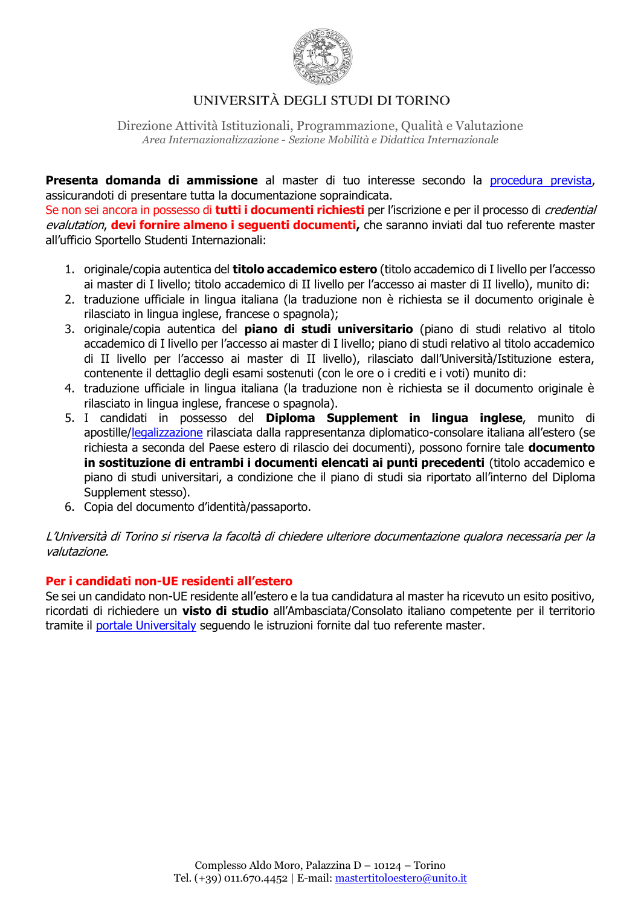**Presenta domanda di ammissione** al master di tuo interesse secondo la [procedura prevista](), assicurandoti di presentare tutta la documentazione sopraindicata.
Se non sei ancora in possesso di **tutti i documenti richiesti** per l'iscrizione e per il processo di *credential evalutation*, **devi fornire almeno i seguenti documenti,** che saranno inviati dal tuo referente master all'ufficio Sportello Studenti Internazionali:

1. originale/copia autentica del **titolo accademico estero** (titolo accademico di I livello per l'accesso ai master di I livello; titolo accademico di II livello per l'accesso ai master di II livello), munito di:
2. traduzione ufficiale in lingua italiana (la traduzione non è richiesta se il documento originale è rilasciato in lingua inglese, francese o spagnola);
3. originale/copia autentica del **piano di studi universitario** (piano di studi relativo al titolo accademico di I livello per l'accesso ai master di I livello; piano di studi relativo al titolo accademico di II livello per l'accesso ai master di II livello), rilasciato dall'Università/Istituzione estera, contenente il dettaglio degli esami sostenuti (con le ore o i crediti e i voti) munito di:
4. traduzione ufficiale in lingua italiana (la traduzione non è richiesta se il documento originale è rilasciato in lingua inglese, francese o spagnola).
5. I candidati in possesso del **Diploma Supplement in lingua inglese**, munito di apostille/[legalizzazione]() rilasciata dalla rappresentanza diplomatico-consolare italiana all'estero (se richiesta a seconda del Paese estero di rilascio dei documenti), possono fornire tale **documento in sostituzione di entrambi i documenti elencati ai punti precedenti** (titolo accademico e piano di studi universitari, a condizione che il piano di studi sia riportato all'interno del Diploma Supplement stesso).
6. Copia del documento d'identità/passaporto.

*L'Università di Torino si riserva la facoltà di chiedere ulteriore documentazione qualora necessaria per la valutazione.*

**Per i candidati non-UE residenti all'estero**

Se sei un candidato non-UE residente all'estero e la tua candidatura al master ha ricevuto un esito positivo, ricordati di richiedere un **visto di studio** all'Ambasciata/Consolato italiano competente per il territorio tramite il [portale Universitaly]() seguendo le istruzioni fornite dal tuo referente master.